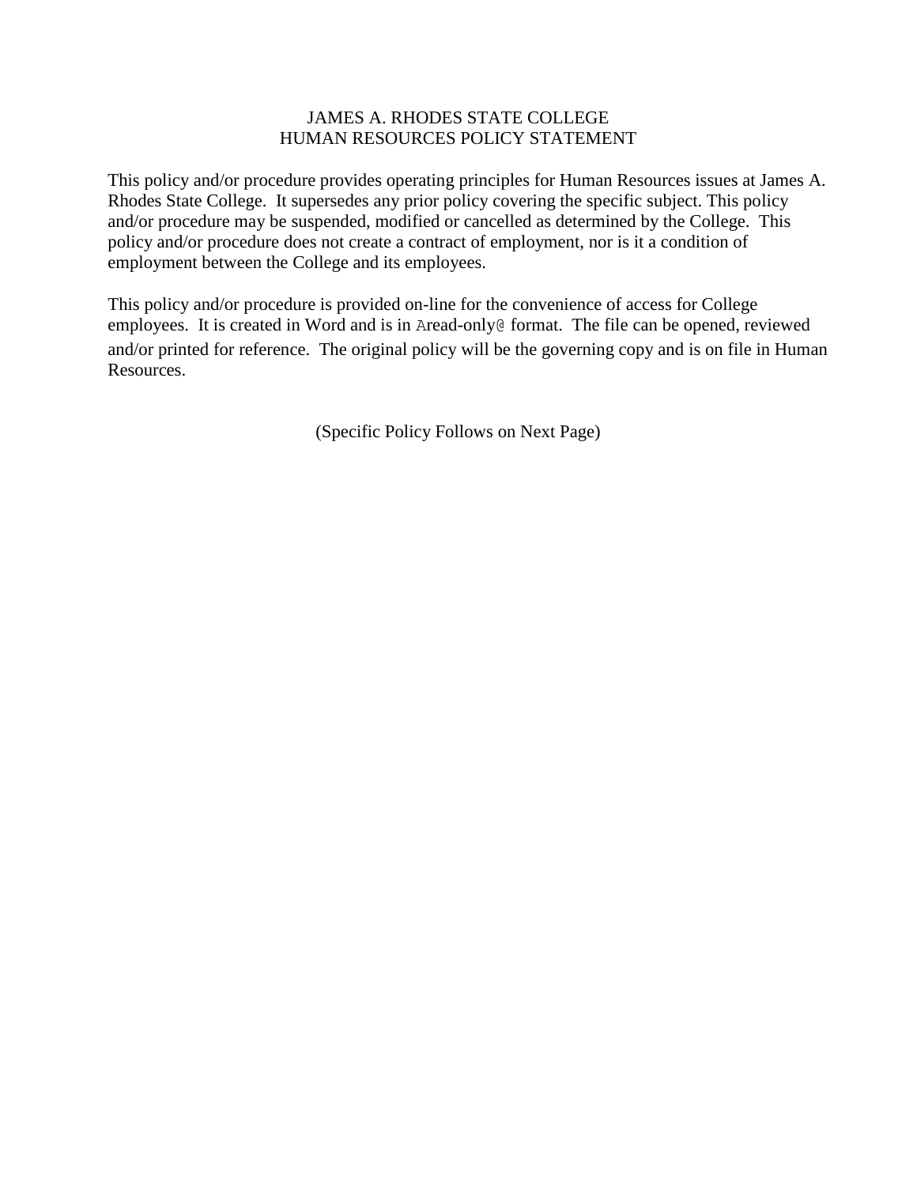# JAMES A. RHODES STATE COLLEGE
## HUMAN RESOURCES POLICY STATEMENT

This policy and/or procedure provides operating principles for Human Resources issues at James A. Rhodes State College. It supersedes any prior policy covering the specific subject. This policy and/or procedure may be suspended, modified or cancelled as determined by the College. This policy and/or procedure does not create a contract of employment, nor is it a condition of employment between the College and its employees.

This policy and/or procedure is provided on-line for the convenience of access for College employees. It is created in Word and is in Aread-only@ format. The file can be opened, reviewed and/or printed for reference. The original policy will be the governing copy and is on file in Human Resources.

(Specific Policy Follows on Next Page)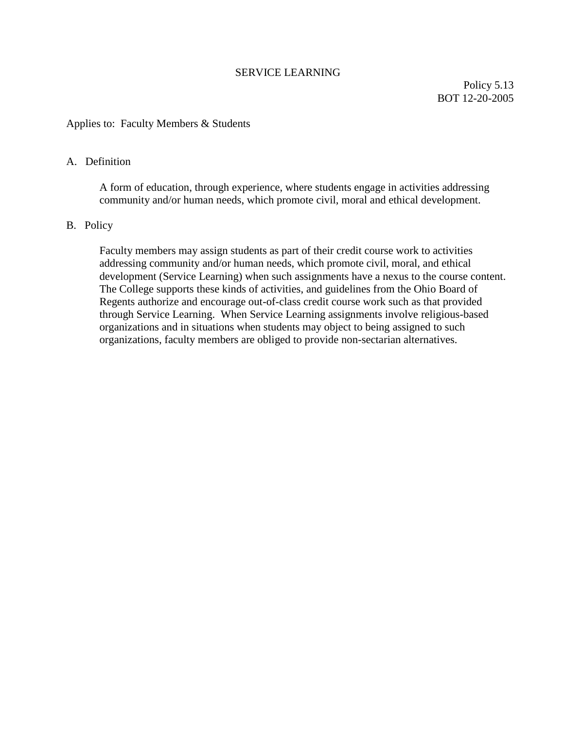# SERVICE LEARNING

Policy 5.13
BOT 12-20-2005

Applies to: Faculty Members & Students

A. Definition

A form of education, through experience, where students engage in activities addressing community and/or human needs, which promote civil, moral and ethical development.

B. Policy

Faculty members may assign students as part of their credit course work to activities addressing community and/or human needs, which promote civil, moral, and ethical development (Service Learning) when such assignments have a nexus to the course content. The College supports these kinds of activities, and guidelines from the Ohio Board of Regents authorize and encourage out-of-class credit course work such as that provided through Service Learning. When Service Learning assignments involve religious-based organizations and in situations when students may object to being assigned to such organizations, faculty members are obliged to provide non-sectarian alternatives.